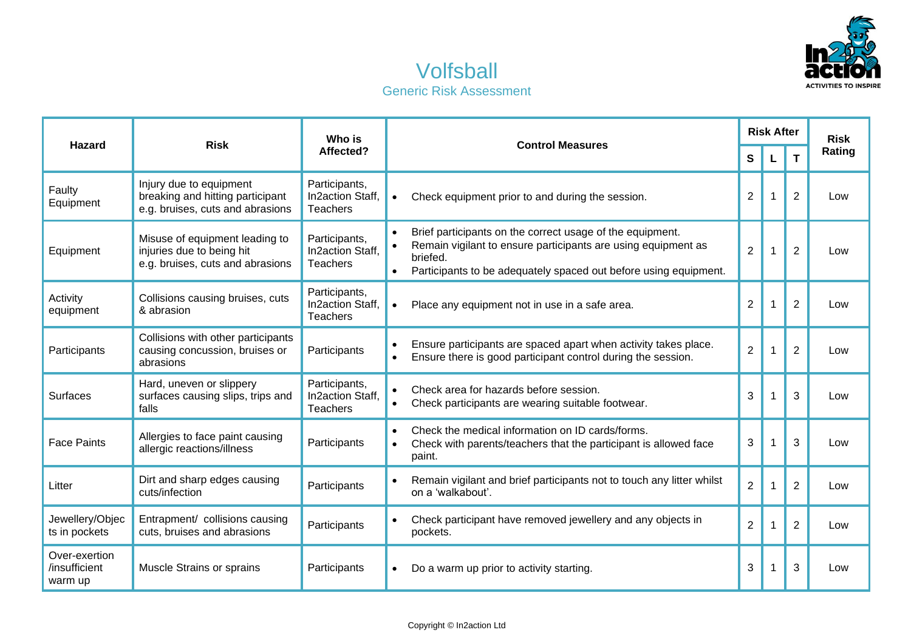# Volfsball

## Generic Risk Assessment

| Hazard | Risk | Who is Affected? | Control Measures | Risk After | | | Risk Rating |
|---|---|---|---|---|---|---|---|
| | | | | S | L | T | |
| Faulty Equipment | Injury due to equipment breaking and hitting participant e.g. bruises, cuts and abrasions | Participants, In2action Staff, Teachers | • Check equipment prior to and during the session. | 2 | 1 | 2 | Low |
| Equipment | Misuse of equipment leading to injuries due to being hit e.g. bruises, cuts and abrasions | Participants, In2action Staff, Teachers | • Brief participants on the correct usage of the equipment.<br>• Remain vigilant to ensure participants are using equipment as briefed.<br>• Participants to be adequately spaced out before using equipment. | 2 | 1 | 2 | Low |
| Activity equipment | Collisions causing bruises, cuts & abrasion | Participants, In2action Staff, Teachers | • Place any equipment not in use in a safe area. | 2 | 1 | 2 | Low |
| Participants | Collisions with other participants causing concussion, bruises or abrasions | Participants | • Ensure participants are spaced apart when activity takes place.<br>• Ensure there is good participant control during the session. | 2 | 1 | 2 | Low |
| Surfaces | Hard, uneven or slippery surfaces causing slips, trips and falls | Participants, In2action Staff, Teachers | • Check area for hazards before session.<br>• Check participants are wearing suitable footwear. | 3 | 1 | 3 | Low |
| Face Paints | Allergies to face paint causing allergic reactions/illness | Participants | • Check the medical information on ID cards/forms.<br>• Check with parents/teachers that the participant is allowed face paint. | 3 | 1 | 3 | Low |
| Litter | Dirt and sharp edges causing cuts/infection | Participants | • Remain vigilant and brief participants not to touch any litter whilst on a 'walkabout'. | 2 | 1 | 2 | Low |
| Jewellery/Objects in pockets | Entrapment/ collisions causing cuts, bruises and abrasions | Participants | • Check participant have removed jewellery and any objects in pockets. | 2 | 1 | 2 | Low |
| Over-exertion /insufficient warm up | Muscle Strains or sprains | Participants | • Do a warm up prior to activity starting. | 3 | 1 | 3 | Low |

Copyright © In2action Ltd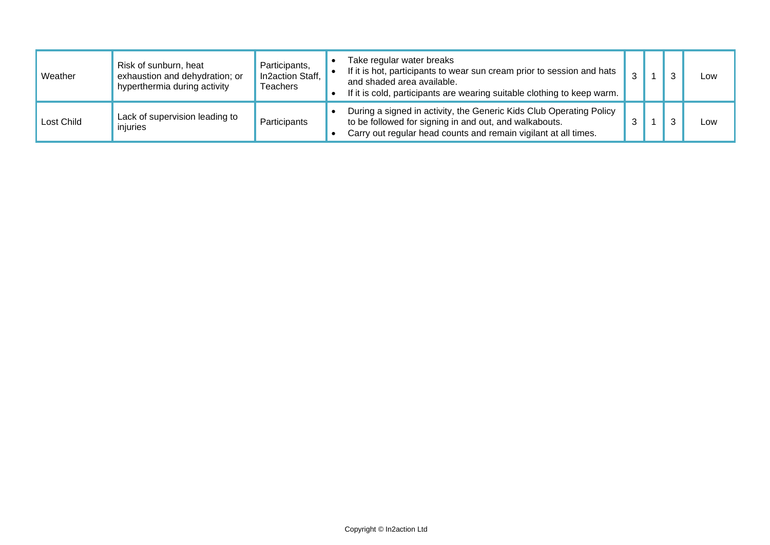| | | | | | | | |
|---|---|---|---|---|---|---|---|
| Weather | Risk of sunburn, heat exhaustion and dehydration; or hyperthermia during activity | Participants, In2action Staff, Teachers | • Take regular water breaks<br>• If it is hot, participants to wear sun cream prior to session and hats and shaded area available.<br>• If it is cold, participants are wearing suitable clothing to keep warm. | 3 | 1 | 3 | Low |
| Lost Child | Lack of supervision leading to injuries | Participants | • During a signed in activity, the Generic Kids Club Operating Policy to be followed for signing in and out, and walkabouts.<br>• Carry out regular head counts and remain vigilant at all times. | 3 | 1 | 3 | Low |

Copyright © In2action Ltd